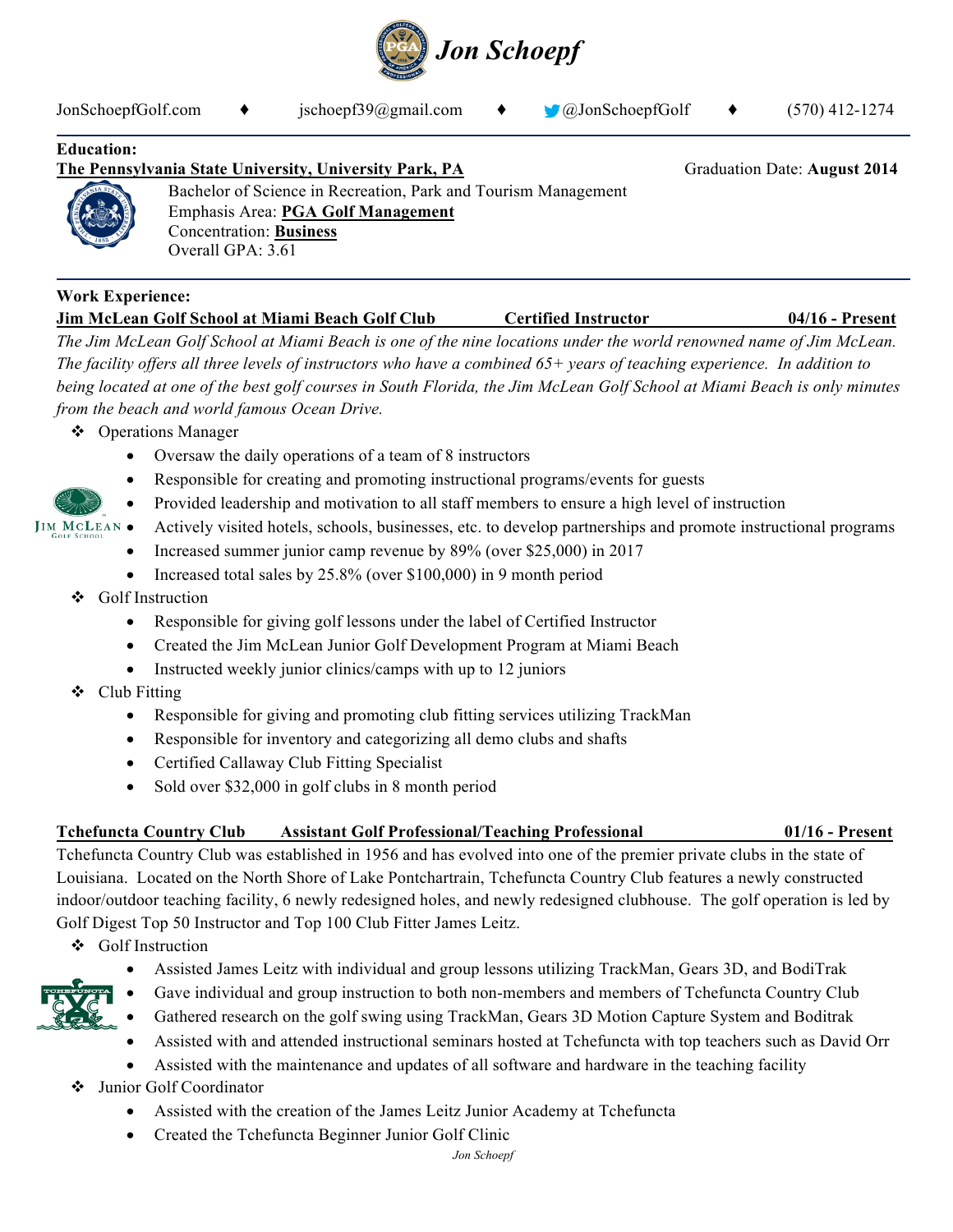# Jon Schoepf

JonSchoepfGolf.com ♦ jschoepf39@gmail.com ♦ @JonSchoepfGolf ♦ (570) 412-1274

## Education:

**The Pennsylvania State University, University Park, PA** — Graduation Date: **August 2014**

Bachelor of Science in Recreation, Park and Tourism Management
Emphasis Area: **PGA Golf Management**
Concentration: **Business**
Overall GPA: 3.61

## Work Experience:

**Jim McLean Golf School at Miami Beach Golf Club — Certified Instructor — 04/16 - Present**

*The Jim McLean Golf School at Miami Beach is one of the nine locations under the world renowned name of Jim McLean. The facility offers all three levels of instructors who have a combined 65+ years of teaching experience. In addition to being located at one of the best golf courses in South Florida, the Jim McLean Golf School at Miami Beach is only minutes from the beach and world famous Ocean Drive.*

- Operations Manager
  - Oversaw the daily operations of a team of 8 instructors
  - Responsible for creating and promoting instructional programs/events for guests
  - Provided leadership and motivation to all staff members to ensure a high level of instruction
  - Actively visited hotels, schools, businesses, etc. to develop partnerships and promote instructional programs
  - Increased summer junior camp revenue by 89% (over $25,000) in 2017
  - Increased total sales by 25.8% (over $100,000) in 9 month period
- Golf Instruction
  - Responsible for giving golf lessons under the label of Certified Instructor
  - Created the Jim McLean Junior Golf Development Program at Miami Beach
  - Instructed weekly junior clinics/camps with up to 12 juniors
- Club Fitting
  - Responsible for giving and promoting club fitting services utilizing TrackMan
  - Responsible for inventory and categorizing all demo clubs and shafts
  - Certified Callaway Club Fitting Specialist
  - Sold over $32,000 in golf clubs in 8 month period

**Tchefuncta Country Club — Assistant Golf Professional/Teaching Professional — 01/16 - Present**

Tchefuncta Country Club was established in 1956 and has evolved into one of the premier private clubs in the state of Louisiana. Located on the North Shore of Lake Pontchartrain, Tchefuncta Country Club features a newly constructed indoor/outdoor teaching facility, 6 newly redesigned holes, and newly redesigned clubhouse. The golf operation is led by Golf Digest Top 50 Instructor and Top 100 Club Fitter James Leitz.

- Golf Instruction
  - Assisted James Leitz with individual and group lessons utilizing TrackMan, Gears 3D, and BodiTrak
  - Gave individual and group instruction to both non-members and members of Tchefuncta Country Club
  - Gathered research on the golf swing using TrackMan, Gears 3D Motion Capture System and Boditrak
  - Assisted with and attended instructional seminars hosted at Tchefuncta with top teachers such as David Orr
  - Assisted with the maintenance and updates of all software and hardware in the teaching facility
- Junior Golf Coordinator
  - Assisted with the creation of the James Leitz Junior Academy at Tchefuncta
  - Created the Tchefuncta Beginner Junior Golf Clinic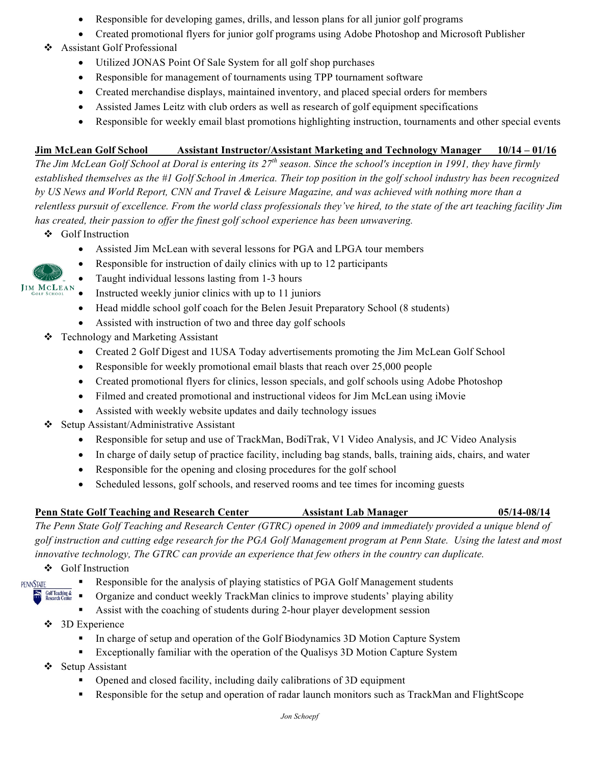- Responsible for developing games, drills, and lesson plans for all junior golf programs
- Created promotional flyers for junior golf programs using Adobe Photoshop and Microsoft Publisher

❖ Assistant Golf Professional

- Utilized JONAS Point Of Sale System for all golf shop purchases
- Responsible for management of tournaments using TPP tournament software
- Created merchandise displays, maintained inventory, and placed special orders for members
- Assisted James Leitz with club orders as well as research of golf equipment specifications
- Responsible for weekly email blast promotions highlighting instruction, tournaments and other special events

**<u>Jim McLean Golf School Assistant Instructor/Assistant Marketing and Technology Manager 10/14 – 01/16</u>**

*The Jim McLean Golf School at Doral is entering its 27th season. Since the school's inception in 1991, they have firmly established themselves as the #1 Golf School in America. Their top position in the golf school industry has been recognized by US News and World Report, CNN and Travel & Leisure Magazine, and was achieved with nothing more than a relentless pursuit of excellence. From the world class professionals they've hired, to the state of the art teaching facility Jim has created, their passion to offer the finest golf school experience has been unwavering.*

❖ Golf Instruction

- Assisted Jim McLean with several lessons for PGA and LPGA tour members
- Responsible for instruction of daily clinics with up to 12 participants
- Taught individual lessons lasting from 1-3 hours
- Instructed weekly junior clinics with up to 11 juniors
- Head middle school golf coach for the Belen Jesuit Preparatory School (8 students)
- Assisted with instruction of two and three day golf schools

❖ Technology and Marketing Assistant

- Created 2 Golf Digest and 1USA Today advertisements promoting the Jim McLean Golf School
- Responsible for weekly promotional email blasts that reach over 25,000 people
- Created promotional flyers for clinics, lesson specials, and golf schools using Adobe Photoshop
- Filmed and created promotional and instructional videos for Jim McLean using iMovie
- Assisted with weekly website updates and daily technology issues

❖ Setup Assistant/Administrative Assistant

- Responsible for setup and use of TrackMan, BodiTrak, V1 Video Analysis, and JC Video Analysis
- In charge of daily setup of practice facility, including bag stands, balls, training aids, chairs, and water
- Responsible for the opening and closing procedures for the golf school
- Scheduled lessons, golf schools, and reserved rooms and tee times for incoming guests

**<u>Penn State Golf Teaching and Research Center Assistant Lab Manager 05/14-08/14</u>**

*The Penn State Golf Teaching and Research Center (GTRC) opened in 2009 and immediately provided a unique blend of golf instruction and cutting edge research for the PGA Golf Management program at Penn State. Using the latest and most innovative technology, The GTRC can provide an experience that few others in the country can duplicate.*

❖ Golf Instruction

- Responsible for the analysis of playing statistics of PGA Golf Management students
- Organize and conduct weekly TrackMan clinics to improve students' playing ability
- Assist with the coaching of students during 2-hour player development session

❖ 3D Experience

- In charge of setup and operation of the Golf Biodynamics 3D Motion Capture System
- Exceptionally familiar with the operation of the Qualisys 3D Motion Capture System

❖ Setup Assistant

- Opened and closed facility, including daily calibrations of 3D equipment
- Responsible for the setup and operation of radar launch monitors such as TrackMan and FlightScope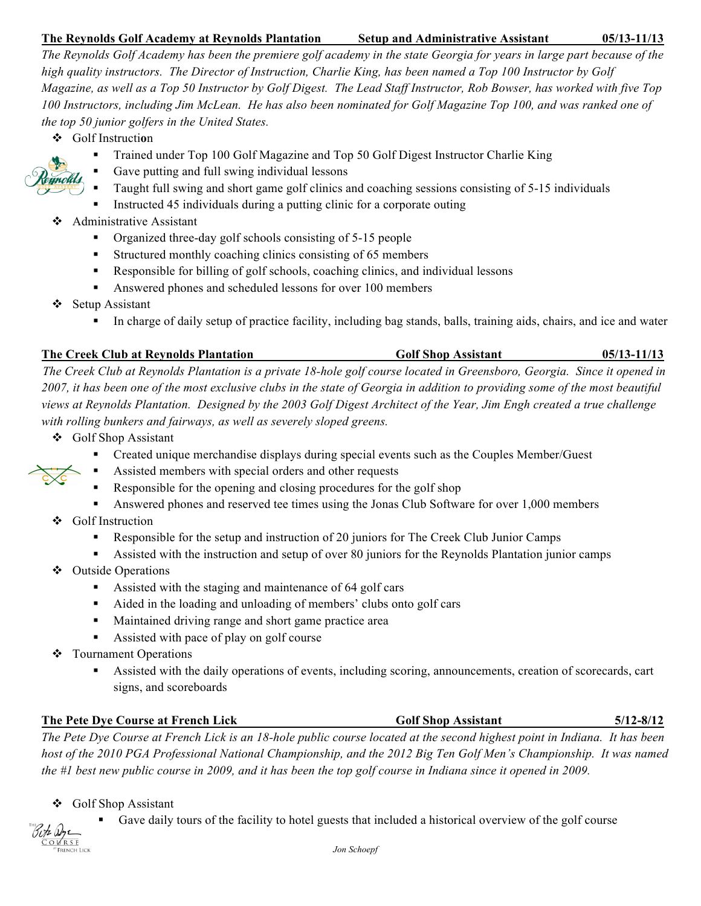**The Reynolds Golf Academy at Reynolds Plantation** **Setup and Administrative Assistant** **05/13-11/13**

*The Reynolds Golf Academy has been the premiere golf academy in the state Georgia for years in large part because of the high quality instructors. The Director of Instruction, Charlie King, has been named a Top 100 Instructor by Golf Magazine, as well as a Top 50 Instructor by Golf Digest. The Lead Staff Instructor, Rob Bowser, has worked with five Top 100 Instructors, including Jim McLean. He has also been nominated for Golf Magazine Top 100, and was ranked one of the top 50 junior golfers in the United States.*

- Golf Instruction
  - Trained under Top 100 Golf Magazine and Top 50 Golf Digest Instructor Charlie King
  - Gave putting and full swing individual lessons
  - Taught full swing and short game golf clinics and coaching sessions consisting of 5-15 individuals
  - Instructed 45 individuals during a putting clinic for a corporate outing
- Administrative Assistant
  - Organized three-day golf schools consisting of 5-15 people
  - Structured monthly coaching clinics consisting of 65 members
  - Responsible for billing of golf schools, coaching clinics, and individual lessons
  - Answered phones and scheduled lessons for over 100 members
- Setup Assistant
  - In charge of daily setup of practice facility, including bag stands, balls, training aids, chairs, and ice and water

**The Creek Club at Reynolds Plantation** **Golf Shop Assistant** **05/13-11/13**

*The Creek Club at Reynolds Plantation is a private 18-hole golf course located in Greensboro, Georgia. Since it opened in 2007, it has been one of the most exclusive clubs in the state of Georgia in addition to providing some of the most beautiful views at Reynolds Plantation. Designed by the 2003 Golf Digest Architect of the Year, Jim Engh created a true challenge with rolling bunkers and fairways, as well as severely sloped greens.*

- Golf Shop Assistant
  - Created unique merchandise displays during special events such as the Couples Member/Guest
  - Assisted members with special orders and other requests
  - Responsible for the opening and closing procedures for the golf shop
  - Answered phones and reserved tee times using the Jonas Club Software for over 1,000 members
- Golf Instruction
  - Responsible for the setup and instruction of 20 juniors for The Creek Club Junior Camps
  - Assisted with the instruction and setup of over 80 juniors for the Reynolds Plantation junior camps
- Outside Operations
  - Assisted with the staging and maintenance of 64 golf cars
  - Aided in the loading and unloading of members' clubs onto golf cars
  - Maintained driving range and short game practice area
  - Assisted with pace of play on golf course
- Tournament Operations
  - Assisted with the daily operations of events, including scoring, announcements, creation of scorecards, cart signs, and scoreboards

**The Pete Dye Course at French Lick** **Golf Shop Assistant** **5/12-8/12**

*The Pete Dye Course at French Lick is an 18-hole public course located at the second highest point in Indiana. It has been host of the 2010 PGA Professional National Championship, and the 2012 Big Ten Golf Men's Championship. It was named the #1 best new public course in 2009, and it has been the top golf course in Indiana since it opened in 2009.*

- Golf Shop Assistant
  - Gave daily tours of the facility to hotel guests that included a historical overview of the golf course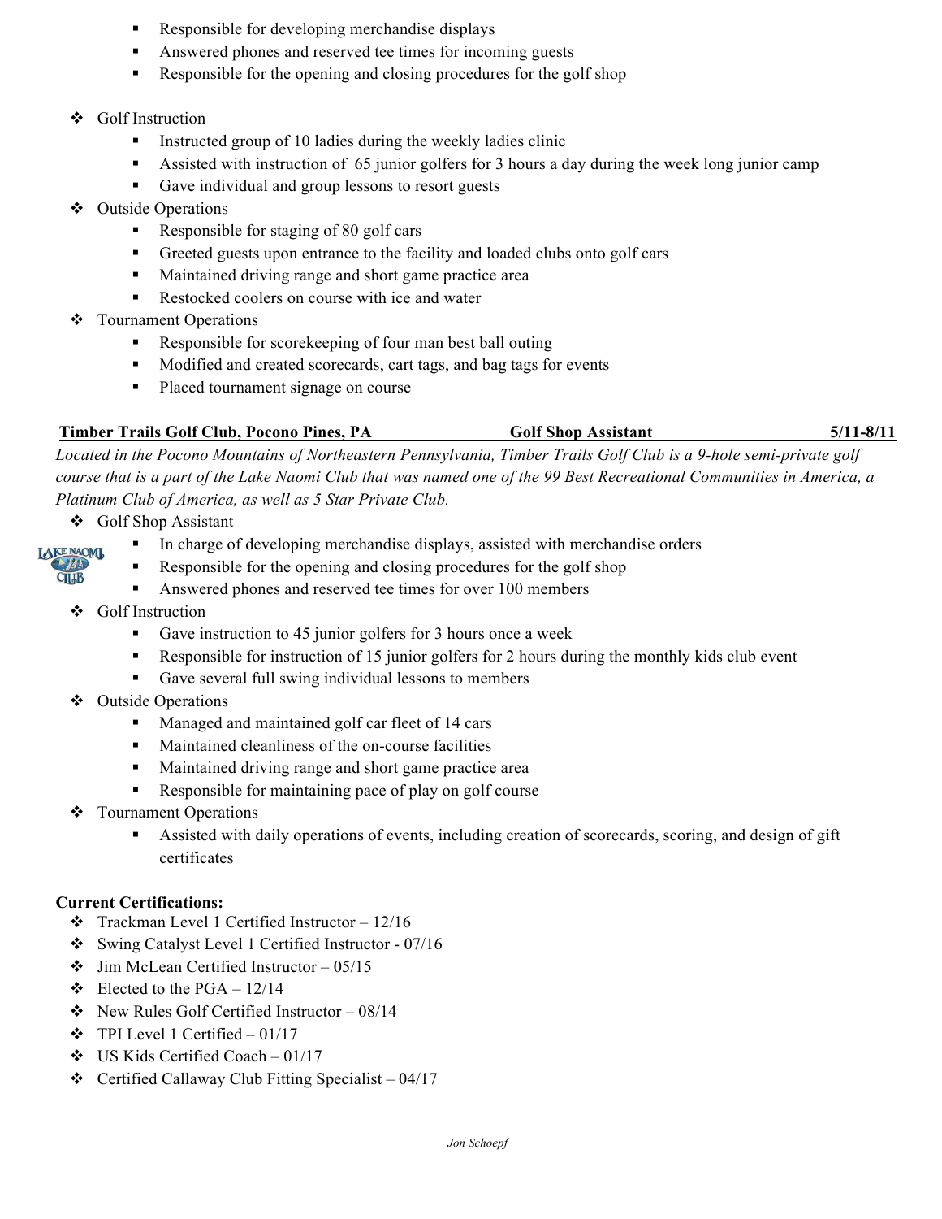- Responsible for developing merchandise displays
- Answered phones and reserved tee times for incoming guests
- Responsible for the opening and closing procedures for the golf shop

- Golf Instruction
  - Instructed group of 10 ladies during the weekly ladies clinic
  - Assisted with instruction of 65 junior golfers for 3 hours a day during the week long junior camp
  - Gave individual and group lessons to resort guests
- Outside Operations
  - Responsible for staging of 80 golf cars
  - Greeted guests upon entrance to the facility and loaded clubs onto golf cars
  - Maintained driving range and short game practice area
  - Restocked coolers on course with ice and water
- Tournament Operations
  - Responsible for scorekeeping of four man best ball outing
  - Modified and created scorecards, cart tags, and bag tags for events
  - Placed tournament signage on course

**Timber Trails Golf Club, Pocono Pines, PA — Golf Shop Assistant — 5/11-8/11**

*Located in the Pocono Mountains of Northeastern Pennsylvania, Timber Trails Golf Club is a 9-hole semi-private golf course that is a part of the Lake Naomi Club that was named one of the 99 Best Recreational Communities in America, a Platinum Club of America, as well as 5 Star Private Club.*

- Golf Shop Assistant
  - In charge of developing merchandise displays, assisted with merchandise orders
  - Responsible for the opening and closing procedures for the golf shop
  - Answered phones and reserved tee times for over 100 members
- Golf Instruction
  - Gave instruction to 45 junior golfers for 3 hours once a week
  - Responsible for instruction of 15 junior golfers for 2 hours during the monthly kids club event
  - Gave several full swing individual lessons to members
- Outside Operations
  - Managed and maintained golf car fleet of 14 cars
  - Maintained cleanliness of the on-course facilities
  - Maintained driving range and short game practice area
  - Responsible for maintaining pace of play on golf course
- Tournament Operations
  - Assisted with daily operations of events, including creation of scorecards, scoring, and design of gift certificates

**Current Certifications:**

- Trackman Level 1 Certified Instructor – 12/16
- Swing Catalyst Level 1 Certified Instructor - 07/16
- Jim McLean Certified Instructor – 05/15
- Elected to the PGA – 12/14
- New Rules Golf Certified Instructor – 08/14
- TPI Level 1 Certified – 01/17
- US Kids Certified Coach – 01/17
- Certified Callaway Club Fitting Specialist – 04/17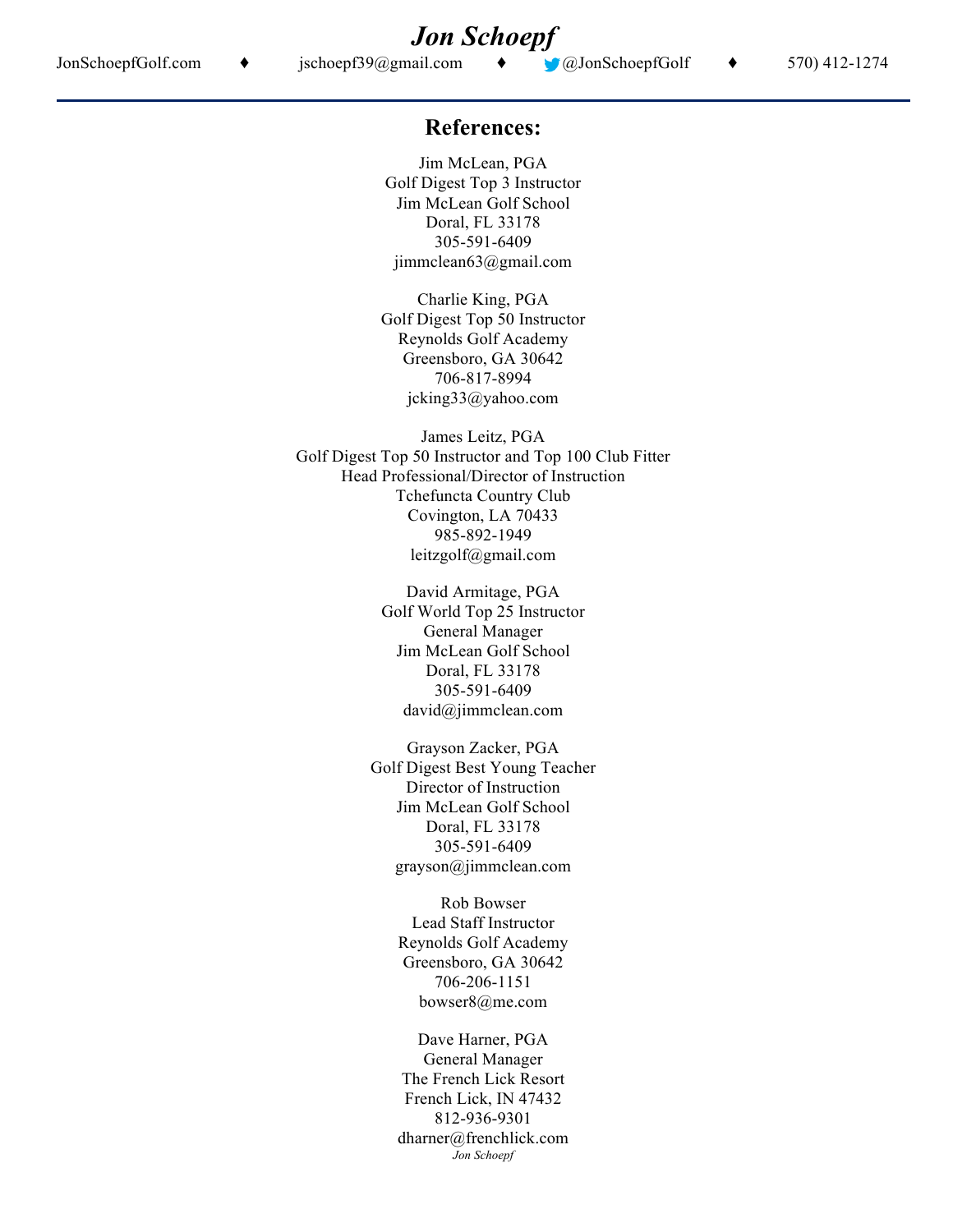# *Jon Schoepf*

JonSchoepfGolf.com ♦ jschoepf39@gmail.com ♦ @JonSchoepfGolf ♦ 570) 412-1274

## References:

Jim McLean, PGA
Golf Digest Top 3 Instructor
Jim McLean Golf School
Doral, FL 33178
305-591-6409
jimmclean63@gmail.com

Charlie King, PGA
Golf Digest Top 50 Instructor
Reynolds Golf Academy
Greensboro, GA 30642
706-817-8994
jcking33@yahoo.com

James Leitz, PGA
Golf Digest Top 50 Instructor and Top 100 Club Fitter
Head Professional/Director of Instruction
Tchefuncta Country Club
Covington, LA 70433
985-892-1949
leitzgolf@gmail.com

David Armitage, PGA
Golf World Top 25 Instructor
General Manager
Jim McLean Golf School
Doral, FL 33178
305-591-6409
david@jimmclean.com

Grayson Zacker, PGA
Golf Digest Best Young Teacher
Director of Instruction
Jim McLean Golf School
Doral, FL 33178
305-591-6409
grayson@jimmclean.com

Rob Bowser
Lead Staff Instructor
Reynolds Golf Academy
Greensboro, GA 30642
706-206-1151
bowser8@me.com

Dave Harner, PGA
General Manager
The French Lick Resort
French Lick, IN 47432
812-936-9301
dharner@frenchlick.com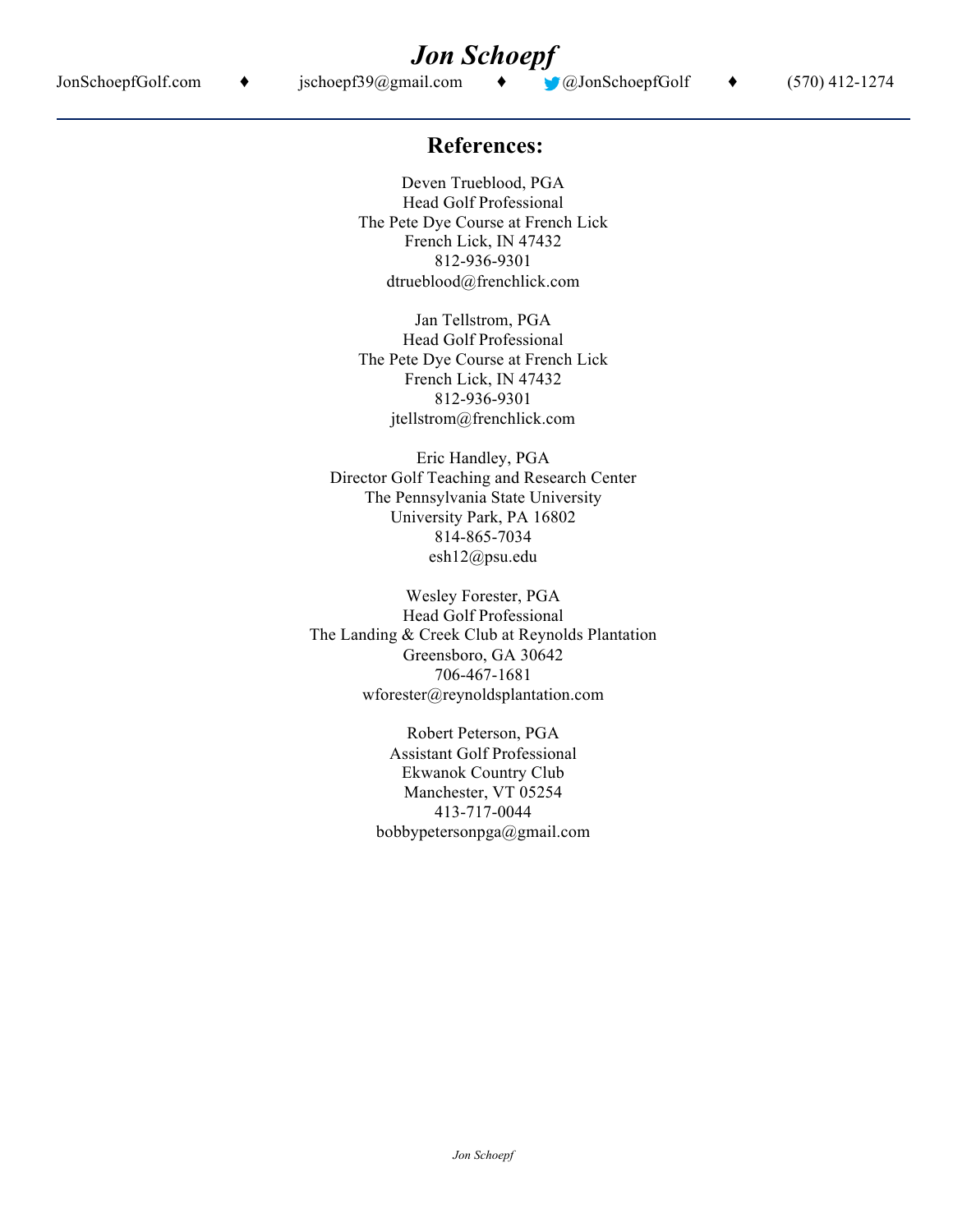# *Jon Schoepf*

JonSchoepfGolf.com ♦ jschoepf39@gmail.com ♦ @JonSchoepfGolf ♦ (570) 412-1274

## References:

Deven Trueblood, PGA
Head Golf Professional
The Pete Dye Course at French Lick
French Lick, IN 47432
812-936-9301
dtrueblood@frenchlick.com

Jan Tellstrom, PGA
Head Golf Professional
The Pete Dye Course at French Lick
French Lick, IN 47432
812-936-9301
jtellstrom@frenchlick.com

Eric Handley, PGA
Director Golf Teaching and Research Center
The Pennsylvania State University
University Park, PA 16802
814-865-7034
esh12@psu.edu

Wesley Forester, PGA
Head Golf Professional
The Landing & Creek Club at Reynolds Plantation
Greensboro, GA 30642
706-467-1681
wforester@reynoldsplantation.com

Robert Peterson, PGA
Assistant Golf Professional
Ekwanok Country Club
Manchester, VT 05254
413-717-0044
bobbypetersonpga@gmail.com